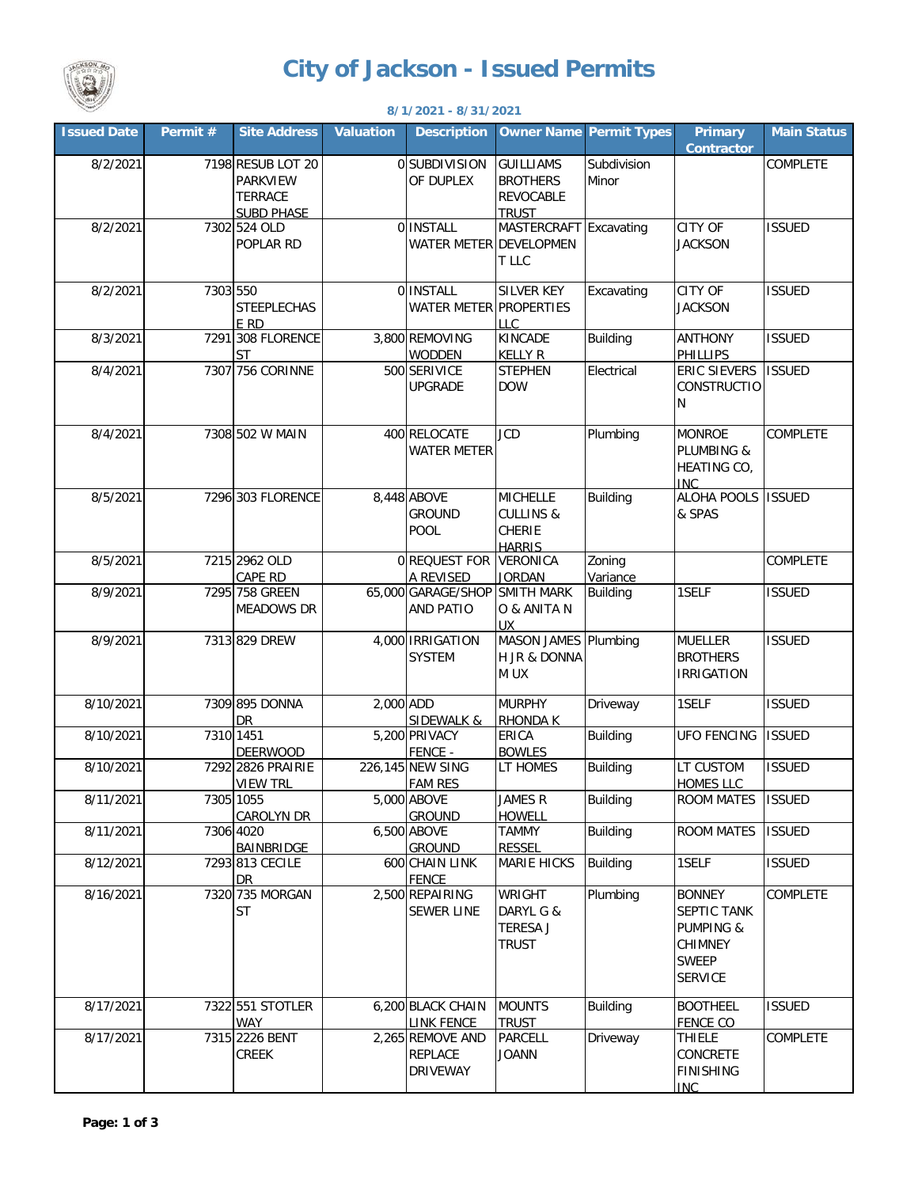# City of Jackson - Issued Permits

**8/1/2021 - 8/31/2021**

| Issued Date | Permit # | Site Address | Valuation | Description | Owner Name | Permit Types | Primary Contractor | Main Status |
|---|---|---|---|---|---|---|---|---|
| 8/2/2021 | 7198 | RESUB LOT 20 PARKVIEW TERRACE SUBD PHASE | 0 | SUBDIVISION OF DUPLEX | GUILLIAMS BROTHERS REVOCABLE TRUST | Subdivision Minor | | COMPLETE |
| 8/2/2021 | 7302 | 524 OLD POPLAR RD | 0 | INSTALL WATER METER | MASTERCRAFT DEVELOPMENT LLC | Excavating | CITY OF JACKSON | ISSUED |
| 8/2/2021 | 7303 | 550 STEEPLECHASE RD | 0 | INSTALL WATER METER | SILVER KEY PROPERTIES LLC | Excavating | CITY OF JACKSON | ISSUED |
| 8/3/2021 | 7291 | 308 FLORENCE ST | 3,800 | REMOVING WODDEN | KINCADE KELLY R | Building | ANTHONY PHILLIPS | ISSUED |
| 8/4/2021 | 7307 | 756 CORINNE | 500 | SERIVICE UPGRADE | STEPHEN DOW | Electrical | ERIC SIEVERS CONSTRUCTION | ISSUED |
| 8/4/2021 | 7308 | 502 W MAIN | 400 | RELOCATE WATER METER | JCD | Plumbing | MONROE PLUMBING & HEATING CO, INC | COMPLETE |
| 8/5/2021 | 7296 | 303 FLORENCE | 8,448 | ABOVE GROUND POOL | MICHELLE CULLINS & CHERIE HARRIS | Building | ALOHA POOLS & SPAS | ISSUED |
| 8/5/2021 | 7215 | 2962 OLD CAPE RD | 0 | REQUEST FOR A REVISED | VERONICA JORDAN | Zoning Variance | | COMPLETE |
| 8/9/2021 | 7295 | 758 GREEN MEADOWS DR | 65,000 | GARAGE/SHOP AND PATIO | SMITH MARK O & ANITA N UX | Building | 1SELF | ISSUED |
| 8/9/2021 | 7313 | 829 DREW | 4,000 | IRRIGATION SYSTEM | MASON JAMES H JR & DONNA M UX | Plumbing | MUELLER BROTHERS IRRIGATION | ISSUED |
| 8/10/2021 | 7309 | 895 DONNA DR | 2,000 | ADD SIDEWALK & | MURPHY RHONDA K | Driveway | 1SELF | ISSUED |
| 8/10/2021 | 7310 | 1451 DEERWOOD | 5,200 | PRIVACY FENCE - | ERICA BOWLES | Building | UFO FENCING | ISSUED |
| 8/10/2021 | 7292 | 2826 PRAIRIE VIEW TRL | 226,145 | NEW SING FAM RES | LT HOMES | Building | LT CUSTOM HOMES LLC | ISSUED |
| 8/11/2021 | 7305 | 1055 CAROLYN DR | 5,000 | ABOVE GROUND | JAMES R HOWELL | Building | ROOM MATES | ISSUED |
| 8/11/2021 | 7306 | 4020 BAINBRIDGE | 6,500 | ABOVE GROUND | TAMMY RESSEL | Building | ROOM MATES | ISSUED |
| 8/12/2021 | 7293 | 813 CECILE DR | 600 | CHAIN LINK FENCE | MARIE HICKS | Building | 1SELF | ISSUED |
| 8/16/2021 | 7320 | 735 MORGAN ST | 2,500 | REPAIRING SEWER LINE | WRIGHT DARYL G & TERESA J TRUST | Plumbing | BONNEY SEPTIC TANK PUMPING & CHIMNEY SWEEP SERVICE | COMPLETE |
| 8/17/2021 | 7322 | 551 STOTLER WAY | 6,200 | BLACK CHAIN LINK FENCE | MOUNTS TRUST | Building | BOOTHEEL FENCE CO | ISSUED |
| 8/17/2021 | 7315 | 2226 BENT CREEK | 2,265 | REMOVE AND REPLACE DRIVEWAY | PARCELL JOANN | Driveway | THIELE CONCRETE FINISHING INC | COMPLETE |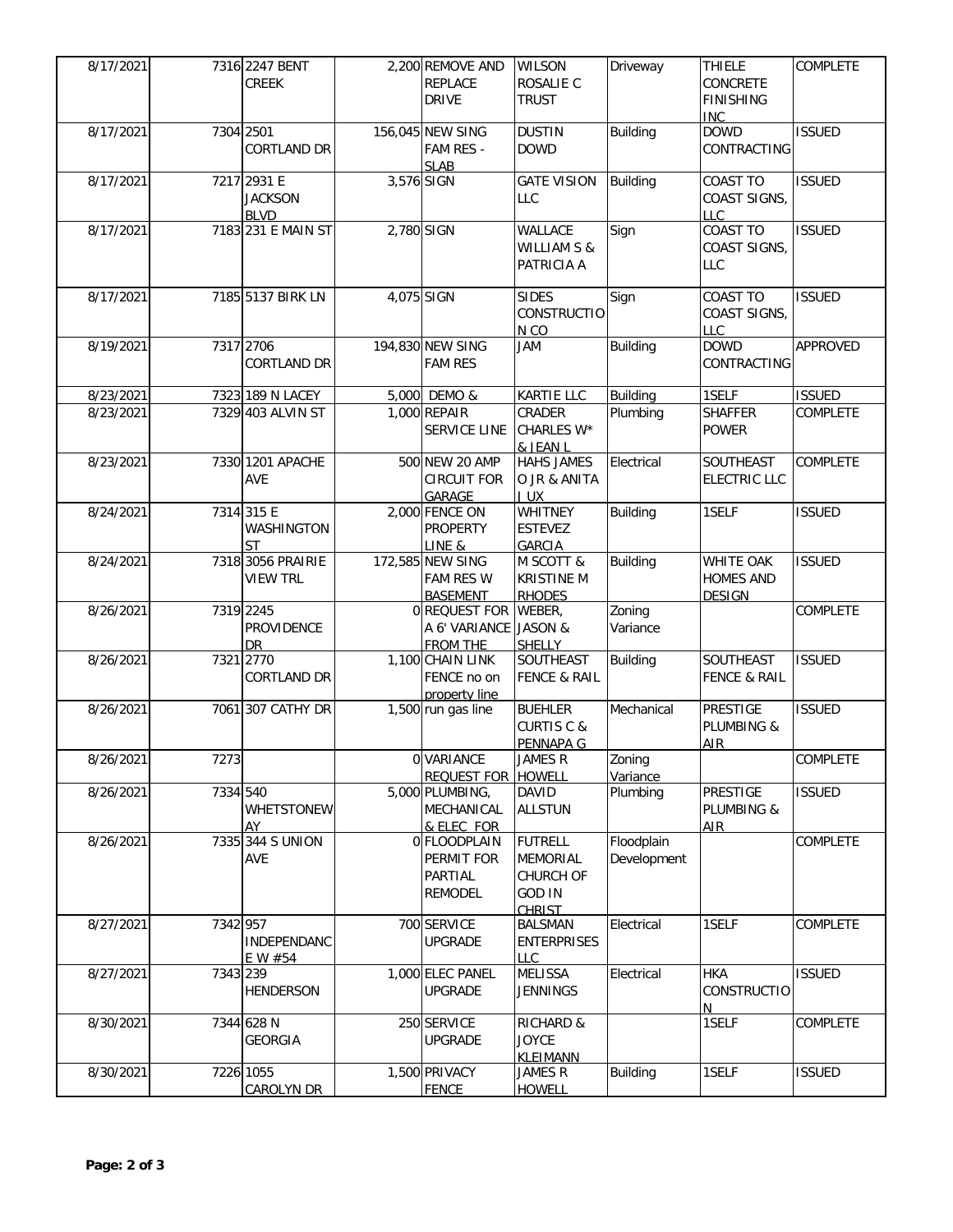| | | | | | | | | |
|---|---|---|---|---|---|---|---|---|
| 8/17/2021 | 7316 | 2247 BENT CREEK | 2,200 | REMOVE AND REPLACE DRIVE | WILSON ROSALIE C TRUST | Driveway | THIELE CONCRETE FINISHING INC | COMPLETE |
| 8/17/2021 | 7304 | 2501 CORTLAND DR | 156,045 | NEW SING FAM RES - SLAB | DUSTIN DOWD | Building | DOWD CONTRACTING | ISSUED |
| 8/17/2021 | 7217 | 2931 E JACKSON BLVD | 3,576 | SIGN | GATE VISION LLC | Building | COAST TO COAST SIGNS, LLC | ISSUED |
| 8/17/2021 | 7183 | 231 E MAIN ST | 2,780 | SIGN | WALLACE WILLIAM S & PATRICIA A | Sign | COAST TO COAST SIGNS, LLC | ISSUED |
| 8/17/2021 | 7185 | 5137 BIRK LN | 4,075 | SIGN | SIDES CONSTRUCTIO N CO | Sign | COAST TO COAST SIGNS, LLC | ISSUED |
| 8/19/2021 | 7317 | 2706 CORTLAND DR | 194,830 | NEW SING FAM RES | JAM | Building | DOWD CONTRACTING | APPROVED |
| 8/23/2021 | 7323 | 189 N LACEY | 5,000 | DEMO & | KARTIE LLC | Building | 1SELF | ISSUED |
| 8/23/2021 | 7329 | 403 ALVIN ST | 1,000 | REPAIR SERVICE LINE | CRADER CHARLES W* & JEAN L | Plumbing | SHAFFER POWER | COMPLETE |
| 8/23/2021 | 7330 | 1201 APACHE AVE | 500 | NEW 20 AMP CIRCUIT FOR GARAGE | HAHS JAMES O JR & ANITA J UX | Electrical | SOUTHEAST ELECTRIC LLC | COMPLETE |
| 8/24/2021 | 7314 | 315 E WASHINGTON ST | 2,000 | FENCE ON PROPERTY LINE & | WHITNEY ESTEVEZ GARCIA | Building | 1SELF | ISSUED |
| 8/24/2021 | 7318 | 3056 PRAIRIE VIEW TRL | 172,585 | NEW SING FAM RES W BASEMENT | M SCOTT & KRISTINE M RHODES | Building | WHITE OAK HOMES AND DESIGN | ISSUED |
| 8/26/2021 | 7319 | 2245 PROVIDENCE DR | 0 | REQUEST FOR A 6' VARIANCE FROM THE | WEBER, JASON & SHELLY | Zoning Variance | | COMPLETE |
| 8/26/2021 | 7321 | 2770 CORTLAND DR | 1,100 | CHAIN LINK FENCE no on property line | SOUTHEAST FENCE & RAIL | Building | SOUTHEAST FENCE & RAIL | ISSUED |
| 8/26/2021 | 7061 | 307 CATHY DR | 1,500 | run gas line | BUEHLER CURTIS C & PENNAPA G | Mechanical | PRESTIGE PLUMBING & AIR | ISSUED |
| 8/26/2021 | 7273 | | 0 | VARIANCE REQUEST FOR | JAMES R HOWELL | Zoning Variance | | COMPLETE |
| 8/26/2021 | 7334 | 540 WHETSTONEW AY | 5,000 | PLUMBING, MECHANICAL & ELEC FOR | DAVID ALLSTUN | Plumbing | PRESTIGE PLUMBING & AIR | ISSUED |
| 8/26/2021 | 7335 | 344 S UNION AVE | 0 | FLOODPLAIN PERMIT FOR PARTIAL REMODEL | FUTRELL MEMORIAL CHURCH OF GOD IN CHRIST | Floodplain Development | | COMPLETE |
| 8/27/2021 | 7342 | 957 INDEPENDANC E W #54 | 700 | SERVICE UPGRADE | BALSMAN ENTERPRISES LLC | Electrical | 1SELF | COMPLETE |
| 8/27/2021 | 7343 | 239 HENDERSON | 1,000 | ELEC PANEL UPGRADE | MELISSA JENNINGS | Electrical | HKA CONSTRUCTIO N | ISSUED |
| 8/30/2021 | 7344 | 628 N GEORGIA | 250 | SERVICE UPGRADE | RICHARD & JOYCE KLEIMANN | | 1SELF | COMPLETE |
| 8/30/2021 | 7226 | 1055 CAROLYN DR | 1,500 | PRIVACY FENCE | JAMES R HOWELL | Building | 1SELF | ISSUED |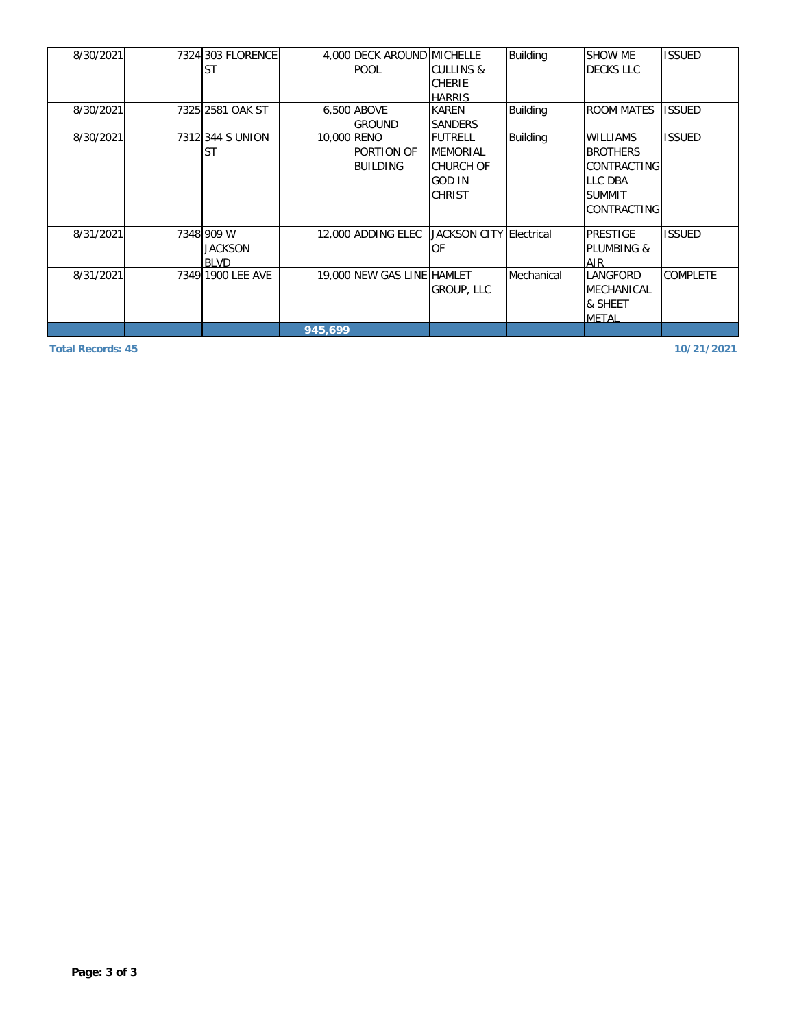| | | | | | | | | |
|---|---|---|---|---|---|---|---|---|
| 8/30/2021 | 7324 | 303 FLORENCE ST | 4,000 | DECK AROUND POOL | MICHELLE CULLINS & CHERIE HARRIS | Building | SHOW ME DECKS LLC | ISSUED |
| 8/30/2021 | 7325 | 2581 OAK ST | 6,500 | ABOVE GROUND | KAREN SANDERS | Building | ROOM MATES | ISSUED |
| 8/30/2021 | 7312 | 344 S UNION ST | 10,000 | RENO PORTION OF BUILDING | FUTRELL MEMORIAL CHURCH OF GOD IN CHRIST | Building | WILLIAMS BROTHERS CONTRACTING LLC DBA SUMMIT CONTRACTING | ISSUED |
| 8/31/2021 | 7348 | 909 W JACKSON BLVD | 12,000 | ADDING ELEC | JACKSON CITY OF | Electrical | PRESTIGE PLUMBING & AIR | ISSUED |
| 8/31/2021 | 7349 | 1900 LEE AVE | 19,000 | NEW GAS LINE | HAMLET GROUP, LLC | Mechanical | LANGFORD MECHANICAL & SHEET METAL | COMPLETE |
| | | | **945,699** | | | | | |

**Total Records: 45**

**10/21/2021**